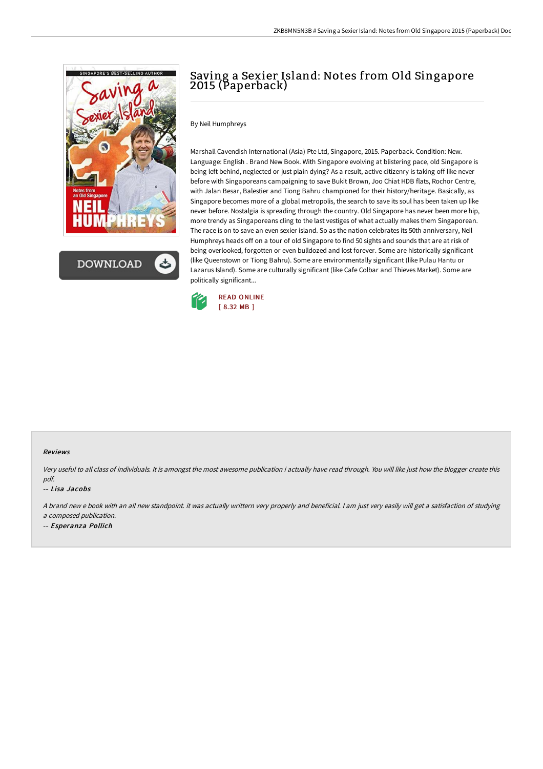# Saving a Sexier Island: Notes from Old Singapore 2015 (Paperback)

By Neil Humphreys

Marshall Cavendish International (Asia) Pte Ltd, Singapore, 2015. Paperback. Condition: New. Language: English . Brand New Book. With Singapore evolving at blistering pace, old Singapore is being left behind, neglected or just plain dying? As a result, active citizenry is taking off like never before with Singaporeans campaigning to save Bukit Brown, Joo Chiat HDB flats, Rochor Centre, with Jalan Besar, Balestier and Tiong Bahru championed for their history/heritage. Basically, as Singapore becomes more of a global metropolis, the search to save its soul has been taken up like never before. Nostalgia is spreading through the country. Old Singapore has never been more hip, more trendy as Singaporeans cling to the last vestiges of what actually makes them Singaporean. The race is on to save an even sexier island. So as the nation celebrates its 50th anniversary, Neil Humphreys heads off on a tour of old Singapore to find 50 sights and sounds that are at risk of being overlooked, forgotten or even bulldozed and lost forever. Some are historically significant (like Queenstown or Tiong Bahru). Some are environmentally significant (like Pulau Hantu or Lazarus Island). Some are culturally significant (like Cafe Colbar and Thieves Market). Some are politically significant...

READ ONLINE
[ 8.32 MB ]

### Reviews

*Very useful to all class of individuals. It is amongst the most awesome publication i actually have read through. You will like just how the blogger create this pdf.*

-- *Lisa Jacobs*

*A brand new e book with an all new standpoint. it was actually writtern very properly and beneficial. I am just very easily will get a satisfaction of studying a composed publication.*

-- *Esperanza Pollich*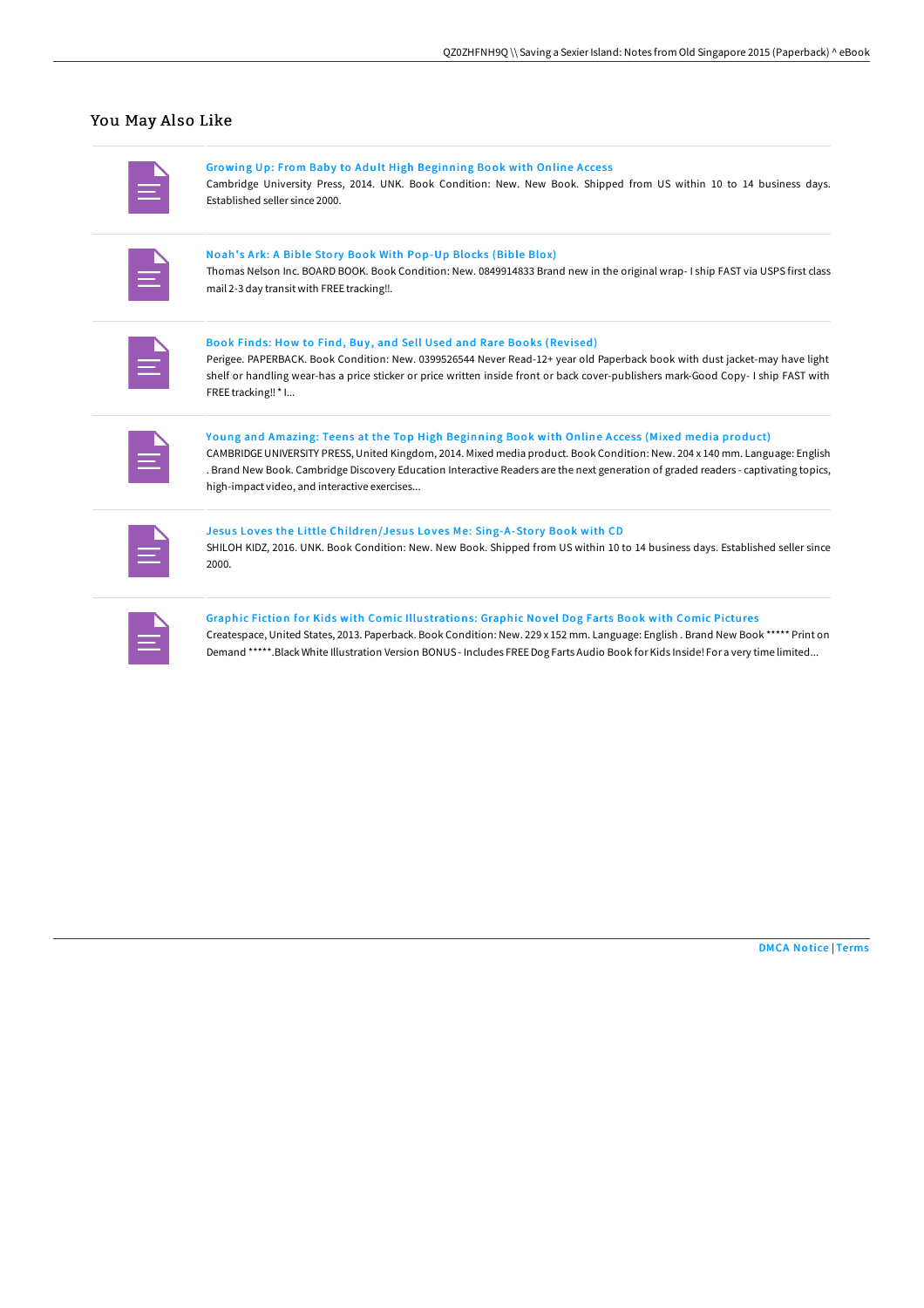## You May Also Like

**Growing Up: From Baby to Adult High Beginning Book with Online Access**
Cambridge University Press, 2014. UNK. Book Condition: New. New Book. Shipped from US within 10 to 14 business days. Established seller since 2000.

**Noah's Ark: A Bible Story Book With Pop-Up Blocks (Bible Blox)**
Thomas Nelson Inc. BOARD BOOK. Book Condition: New. 0849914833 Brand new in the original wrap- I ship FAST via USPS first class mail 2-3 day transit with FREE tracking!!.

**Book Finds: How to Find, Buy, and Sell Used and Rare Books (Revised)**
Perigee. PAPERBACK. Book Condition: New. 0399526544 Never Read-12+ year old Paperback book with dust jacket-may have light shelf or handling wear-has a price sticker or price written inside front or back cover-publishers mark-Good Copy- I ship FAST with FREE tracking!! * I...

**Young and Amazing: Teens at the Top High Beginning Book with Online Access (Mixed media product)**
CAMBRIDGE UNIVERSITY PRESS, United Kingdom, 2014. Mixed media product. Book Condition: New. 204 x 140 mm. Language: English . Brand New Book. Cambridge Discovery Education Interactive Readers are the next generation of graded readers - captivating topics, high-impact video, and interactive exercises...

**Jesus Loves the Little Children/Jesus Loves Me: Sing-A-Story Book with CD**
SHILOH KIDZ, 2016. UNK. Book Condition: New. New Book. Shipped from US within 10 to 14 business days. Established seller since 2000.

**Graphic Fiction for Kids with Comic Illustrations: Graphic Novel Dog Farts Book with Comic Pictures**
Createspace, United States, 2013. Paperback. Book Condition: New. 229 x 152 mm. Language: English . Brand New Book ***** Print on Demand *****.Black White Illustration Version BONUS - Includes FREE Dog Farts Audio Book for Kids Inside! For a very time limited...

DMCA Notice | Terms